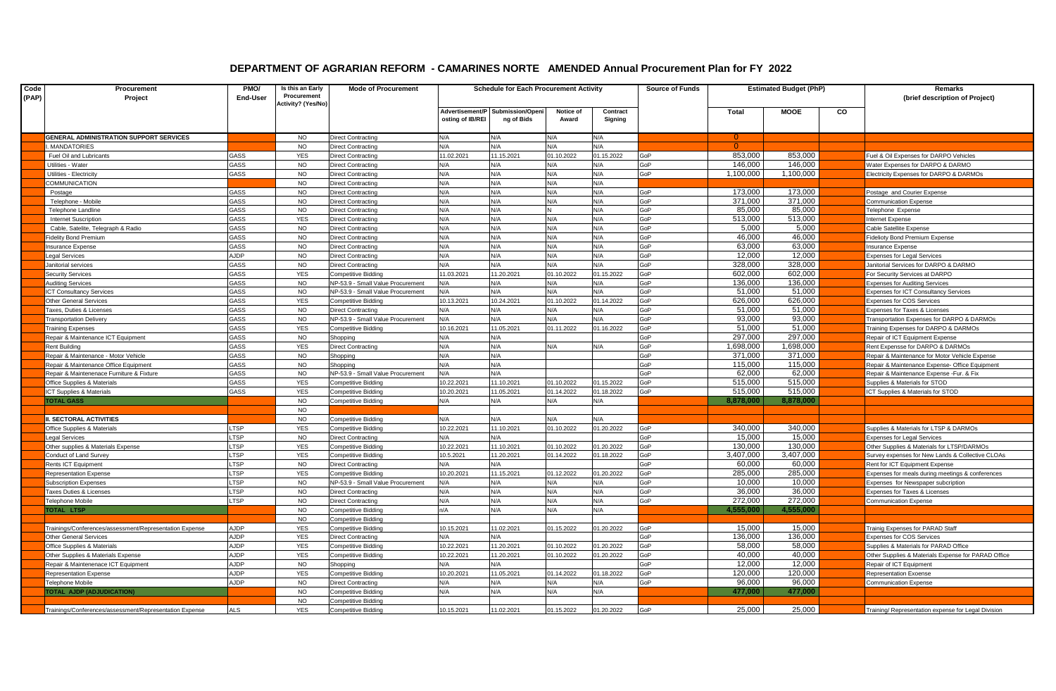# DEPARTMENT OF AGRARIAN REFORM - CAMARINES NORTE AMENDED Annual Procurement Plan for FY 2022

| Code (PAP) | Procurement Project | PMO/ End-User | Is this an Early Procurement Activity? (Yes/No) | Mode of Procurement | Schedule for Each Procurement Activity | | | | Source of Funds | Estimated Budget (PhP) | | | Remarks (brief description of Project) |
|---|---|---|---|---|---|---|---|---|---|---|---|---|---|
| | | | | | Advertisement/Posting of IB/REI | Submission/Opening of Bids | Notice of Award | Contract Signing | | Total | MOOE | CO | |
| | GENERAL ADMINISTRATION SUPPORT SERVICES | | NO | Direct Contracting | N/A | N/A | N/A | N/A | | 0 | | | |
| | I. MANDATORIES | | NO | Direct Contracting | N/A | N/A | N/A | N/A | | 0 | | | |
| | Fuel Oil and Lubricants | GASS | YES | Direct Contracting | 11.02.2021 | 11.15.2021 | 01.10.2022 | 01.15.2022 | GoP | 853,000 | 853,000 | | Fuel & Oil Expenses for DARPO Vehicles |
| | Utilities - Water | GASS | NO | Direct Contracting | N/A | N/A | N/A | N/A | GoP | 146,000 | 146,000 | | Water Expenses for DARPO & DARMO |
| | Utilities - Electricity | GASS | NO | Direct Contracting | N/A | N/A | N/A | N/A | GoP | 1,100,000 | 1,100,000 | | Electricity Expenses for DARPO & DARMOs |
| | COMMUNICATION | | NO | Direct Contracting | N/A | N/A | N/A | N/A | | | | | |
| | Postage | GASS | NO | Direct Contracting | N/A | N/A | N/A | N/A | GoP | 173,000 | 173,000 | | Postage and Courier Expense |
| | Telephone - Mobile | GASS | NO | Direct Contracting | N/A | N/A | N/A | N/A | GoP | 371,000 | 371,000 | | Communication Expense |
| | Telephone Landline | GASS | NO | Direct Contracting | N/A | N/A | N | N/A | GoP | 85,000 | 85,000 | | Telephone Expense |
| | Internet Suscription | GASS | YES | Direct Contracting | N/A | N/A | N/A | N/A | GoP | 513,000 | 513,000 | | Internet Expense |
| | Cable, Satelite, Telegraph & Radio | GASS | NO | Direct Contracting | N/A | N/A | N/A | N/A | GoP | 5,000 | 5,000 | | Cable Satellite Expense |
| | Fidelity Bond Premium | GASS | NO | Direct Contracting | N/A | N/A | N/A | N/A | GoP | 46,000 | 46,000 | | Fidelioty Bond Premium Expense |
| | Insurance Expense | GASS | NO | Direct Contracting | N/A | N/A | N/A | N/A | GoP | 63,000 | 63,000 | | Insurance Expense |
| | Legal Services | AJDP | NO | Direct Contracting | N/A | N/A | N/A | N/A | GoP | 12,000 | 12,000 | | Expenses for Legal Services |
| | Janitorial services | GASS | NO | Direct Contracting | N/A | N/A | N/A | N/A | GoP | 328,000 | 328,000 | | Janitorial Services for DARPO & DARMO |
| | Security Services | GASS | YES | Competitive Bidding | 11.03.2021 | 11.20.2021 | 01.10.2022 | 01.15.2022 | GoP | 602,000 | 602,000 | | For Security Services at DARPO |
| | Auditing Services | GASS | NO | NP-53.9 - Small Value Procurement | N/A | N/A | N/A | N/A | GoP | 136,000 | 136,000 | | Expenses for Auditing Services |
| | ICT Consultancy Services | GASS | NO | NP-53.9 - Small Value Procurement | N/A | N/A | N/A | N/A | GoP | 51,000 | 51,000 | | Expenses for ICT Consultancy Services |
| | Other General Services | GASS | YES | Competitive Bidding | 10.13.2021 | 10.24.2021 | 01.10.2022 | 01.14.2022 | GoP | 626,000 | 626,000 | | Expenses for COS Services |
| | Taxes, Duties & Licenses | GASS | NO | Direct Contracting | N/A | N/A | N/A | N/A | GoP | 51,000 | 51,000 | | Expenses for Taxes & Licenses |
| | Transportation Delivery | GASS | NO | NP-53.9 - Small Value Procurement | N/A | N/A | N/A | N/A | GoP | 93,000 | 93,000 | | Transportation Expenses for DARPO & DARMOs |
| | Training Expenses | GASS | YES | Competitive Bidding | 10.16.2021 | 11.05.2021 | 01.11.2022 | 01.16.2022 | GoP | 51,000 | 51,000 | | Training Expenses for DARPO & DARMOs |
| | Repair & Maintenance ICT Equipment | GASS | NO | Shopping | N/A | N/A | | | GoP | 297,000 | 297,000 | | Repair of ICT Equipment Expense |
| | Rent Building | GASS | YES | Direct Contracting | N/A | N/A | N/A | N/A | GoP | 1,698,000 | 1,698,000 | | Rent Expensse for DARPO & DARMOs |
| | Repair & Maintenance - Motor Vehicle | GASS | NO | Shopping | N/A | N/A | | | GoP | 371,000 | 371,000 | | Repair & Maintenance for Motor Vehicle Expense |
| | Repair & Maintenance Office Equipment | GASS | NO | Shopping | N/A | N/A | | | GoP | 115,000 | 115,000 | | Repair & Maintenance Expense- Office Equipment |
| | Repair & Maintenenace Furniture & Fixture | GASS | NO | NP-53.9 - Small Value Procurement | N/A | N/A | | | GoP | 62,000 | 62,000 | | Repair & Maintenance Expense -Fur. & Fix |
| | Office Supplies & Materials | GASS | YES | Competitive Bidding | 10.22.2021 | 11.10.2021 | 01.10.2022 | 01.15.2022 | GoP | 515,000 | 515,000 | | Supplies & Materials for STOD |
| | ICT Supplies & Materials | GASS | YES | Competitive Bidding | 10.20.2021 | 11.05.2021 | 01.14.2022 | 01.18.2022 | GoP | 515,000 | 515,000 | | ICT Supplies & Materials for STOD |
| | TOTAL GASS | | NO | Competitive Bidding | N/A | N/A | N/A | N/A | | 8,878,000 | 8,878,000 | | |
| | | | NO | | | | | | | | | | |
| | II. SECTORAL ACTIVITIES | | NO | Competitive Bidding | N/A | N/A | N/A | N/A | | | | | |
| | Office Supplies & Materials | LTSP | YES | Competitive Bidding | 10.22.2021 | 11.10.2021 | 01.10.2022 | 01.20.2022 | GoP | 340,000 | 340,000 | | Supplies & Materials for LTSP & DARMOs |
| | Legal Services | LTSP | NO | Direct Contracting | N/A | N/A | | | GoP | 15,000 | 15,000 | | Expenses for Legal Services |
| | Other supplies & Materials Expense | LTSP | YES | Competitive Bidding | 10.22.2021 | 11.10.2021 | 01.10.2022 | 01.20.2022 | GoP | 130,000 | 130,000 | | Other Supplies & Materials for LTSP/DARMOs |
| | Conduct of Land Survey | LTSP | YES | Competitive Bidding | 10.5.2021 | 11.20.2021 | 01.14.2022 | 01.18.2022 | GoP | 3,407,000 | 3,407,000 | | Survey expenses for New Lands & Collective CLOAs |
| | Rents ICT Equipment | LTSP | NO | Direct Contracting | N/A | N/A | | | GoP | 60,000 | 60,000 | | Rent for ICT Equipment Expense |
| | Representation Expense | LTSP | YES | Competitive Bidding | 10.20.2021 | 11.15.2021 | 01.12.2022 | 01.20.2022 | GoP | 285,000 | 285,000 | | Expenses for meals during meetings & conferences |
| | Subscription Expenses | LTSP | NO | NP-53.9 - Small Value Procurement | N/A | N/A | N/A | N/A | GoP | 10,000 | 10,000 | | Expenses for Newspaper subcription |
| | Taxes Duties & Licenses | LTSP | NO | Direct Contracting | N/A | N/A | N/A | N/A | GoP | 36,000 | 36,000 | | Expenses for Taxes & Licenses |
| | Telephone Mobile | LTSP | NO | Direct Contracting | N/A | N/A | N/A | N/A | GoP | 272,000 | 272,000 | | Communication Expense |
| | TOTAL LTSP | | NO | Competitive Bidding | n/A | N/A | N/A | N/A | | 4,555,000 | 4,555,000 | | |
| | | | NO | Competitive Bidding | | | | | | | | | |
| | Trainings/Conferences/assessment/Representation Expense | AJDP | YES | Competitive Bidding | 10.15.2021 | 11.02.2021 | 01.15.2022 | 01.20.2022 | GoP | 15,000 | 15,000 | | Trainig Expenses for PARAD Staff |
| | Other General Services | AJDP | YES | Direct Contracting | N/A | N/A | | | GoP | 136,000 | 136,000 | | Expenses for COS Services |
| | Office Supplies & Materials | AJDP | YES | Competitive Bidding | 10.22.2021 | 11.20.2021 | 01.10.2022 | 01.20.2022 | GoP | 58,000 | 58,000 | | Supplies & Materials for PARAD Office |
| | Other Supplies & Materials Expense | AJDP | YES | Competitive Bidding | 10.22.2021 | 11.20.2021 | 01.10.2022 | 01.20.2022 | GoP | 40,000 | 40,000 | | Other Supplies & Materials Expense for PARAD Office |
| | Repair & Maintenenace ICT Equipment | AJDP | NO | Shopping | N/A | N/A | | | GoP | 12,000 | 12,000 | | Repair of ICT Equipment |
| | Representation Expense | AJDP | YES | Competitive Bidding | 10.20.2021 | 11.05.2021 | 01.14.2022 | 01.18.2022 | GoP | 120,000 | 120,000 | | Representation Exoense |
| | Telephone Mobile | AJDP | NO | Direct Contracting | N/A | N/A | N/A | N/A | GoP | 96,000 | 96,000 | | Communication Expense |
| | TOTAL AJDP (ADJUDICATION) | | NO | Competitive Bidding | N/A | N/A | N/A | N/A | | 477,000 | 477,000 | | |
| | | | NO | Competitive Bidding | | | | | | | | | |
| | Trainings/Conferences/assessment/Representation Expense | ALS | YES | Competitive Bidding | 10.15.2021 | 11.02.2021 | 01.15.2022 | 01.20.2022 | GoP | 25,000 | 25,000 | | Training/ Representation expense for Legal Division |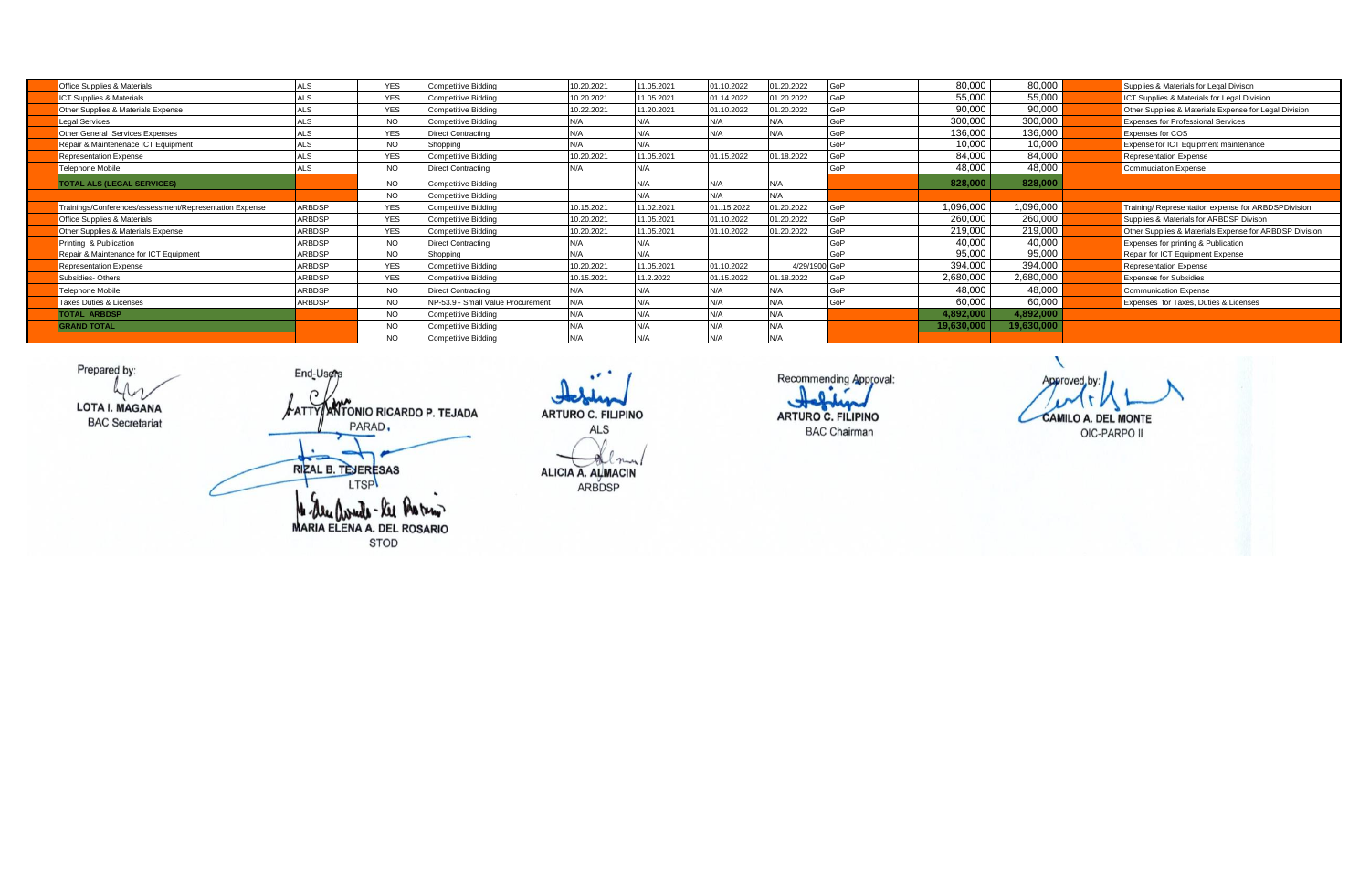| | | | | | | | | | | | | | |
|---|---|---|---|---|---|---|---|---|---|---|---|---|---|
| | Office Supplies & Materials | ALS | YES | Competitive Bidding | 10.20.2021 | 11.05.2021 | 01.10.2022 | 01.20.2022 | GoP | 80,000 | 80,000 | | Supplies & Materials for Legal Divison |
| | ICT Supplies & Materials | ALS | YES | Competitive Bidding | 10.20.2021 | 11.05.2021 | 01.14.2022 | 01.20.2022 | GoP | 55,000 | 55,000 | | ICT Supplies & Materials for Legal Division |
| | Other Supplies & Materials Expense | ALS | YES | Competitive Bidding | 10.22.2021 | 11.20.2021 | 01.10.2022 | 01.20.2022 | GoP | 90,000 | 90,000 | | Other Supplies & Materials Expense for Legal Division |
| | Legal Services | ALS | NO | Competitive Bidding | N/A | N/A | N/A | N/A | GoP | 300,000 | 300,000 | | Expenses for Professional Services |
| | Other General Services Expenses | ALS | YES | Direct Contracting | N/A | N/A | N/A | N/A | GoP | 136,000 | 136,000 | | Expenses for COS |
| | Repair & Maintenenace ICT Equipment | ALS | NO | Shopping | N/A | N/A | | | GoP | 10,000 | 10,000 | | Expense for ICT Equipment maintenance |
| | Representation Expense | ALS | YES | Competitive Bidding | 10.20.2021 | 11.05.2021 | 01.15.2022 | 01.18.2022 | GoP | 84,000 | 84,000 | | Representation Expense |
| | Telephone Mobile | ALS | NO | Direct Contracting | N/A | N/A | | | GoP | 48,000 | 48,000 | | Commuciation Expense |
| | **TOTAL ALS (LEGAL SERVICES)** | | NO | Competitive Bidding | | N/A | N/A | N/A | | **828,000** | **828,000** | | |
| | | | NO | Competitive Bidding | | N/A | N/A | N/A | | | | | |
| | Trainings/Conferences/assessment/Representation Expense | ARBDSP | YES | Competitive Bidding | 10.15.2021 | 11.02.2021 | 01..15.2022 | 01.20.2022 | GoP | 1,096,000 | 1,096,000 | | Training/ Representation expense for ARBDSPDivision |
| | Office Supplies & Materials | ARBDSP | YES | Competitive Bidding | 10.20.2021 | 11.05.2021 | 01.10.2022 | 01.20.2022 | GoP | 260,000 | 260,000 | | Supplies & Materials for ARBDSP Divison |
| | Other Supplies & Materials Expense | ARBDSP | YES | Competitive Bidding | 10.20.2021 | 11.05.2021 | 01.10.2022 | 01.20.2022 | GoP | 219,000 | 219,000 | | Other Supplies & Materials Expense for ARBDSP Division |
| | Printing & Publication | ARBDSP | NO | Direct Contracting | N/A | N/A | | | GoP | 40,000 | 40,000 | | Expenses for printing & Publication |
| | Repair & Maintenance for ICT Equipment | ARBDSP | NO | Shopping | N/A | N/A | | | GoP | 95,000 | 95,000 | | Repair for ICT Equipment Expense |
| | Representation Expense | ARBDSP | YES | Competitive Bidding | 10.20.2021 | 11.05.2021 | 01.10.2022 | 4/29/1900 | GoP | 394,000 | 394,000 | | Representation Expense |
| | Subsidies- Others | ARBDSP | YES | Competitive Bidding | 10.15.2021 | 11.2.2022 | 01.15.2022 | 01.18.2022 | GoP | 2,680,000 | 2,680,000 | | Expenses for Subsidies |
| | Telephone Mobile | ARBDSP | NO | Direct Contracting | N/A | N/A | N/A | N/A | GoP | 48,000 | 48,000 | | Communication Expense |
| | Taxes Duties & Licenses | ARBDSP | NO | NP-53.9 - Small Value Procurement | N/A | N/A | N/A | N/A | GoP | 60,000 | 60,000 | | Expenses for Taxes, Duties & Licenses |
| | **TOTAL ARBDSP** | | NO | Competitive Bidding | N/A | N/A | N/A | N/A | | **4,892,000** | **4,892,000** | | |
| | **GRAND TOTAL** | | NO | Competitive Bidding | N/A | N/A | N/A | N/A | | **19,630,000** | **19,630,000** | | |
| | | | NO | Competitive Bidding | N/A | N/A | N/A | N/A | | | | | |

Prepared by:

**LOTA I. MAGANA**
BAC Secretariat

End-Users

**ATTY. ANTONIO RICARDO P. TEJADA**
PARAD

**RIZAL B. TEJERESAS**
LTSP

**MARIA ELENA A. DEL ROSARIO**
STOD

**ARTURO C. FILIPINO**
ALS

**ALICIA A. ALMACIN**
ARBDSP

Recommending Approval:

**ARTURO C. FILIPINO**
BAC Chairman

Approved by:

**CAMILO A. DEL MONTE**
OIC-PARPO II